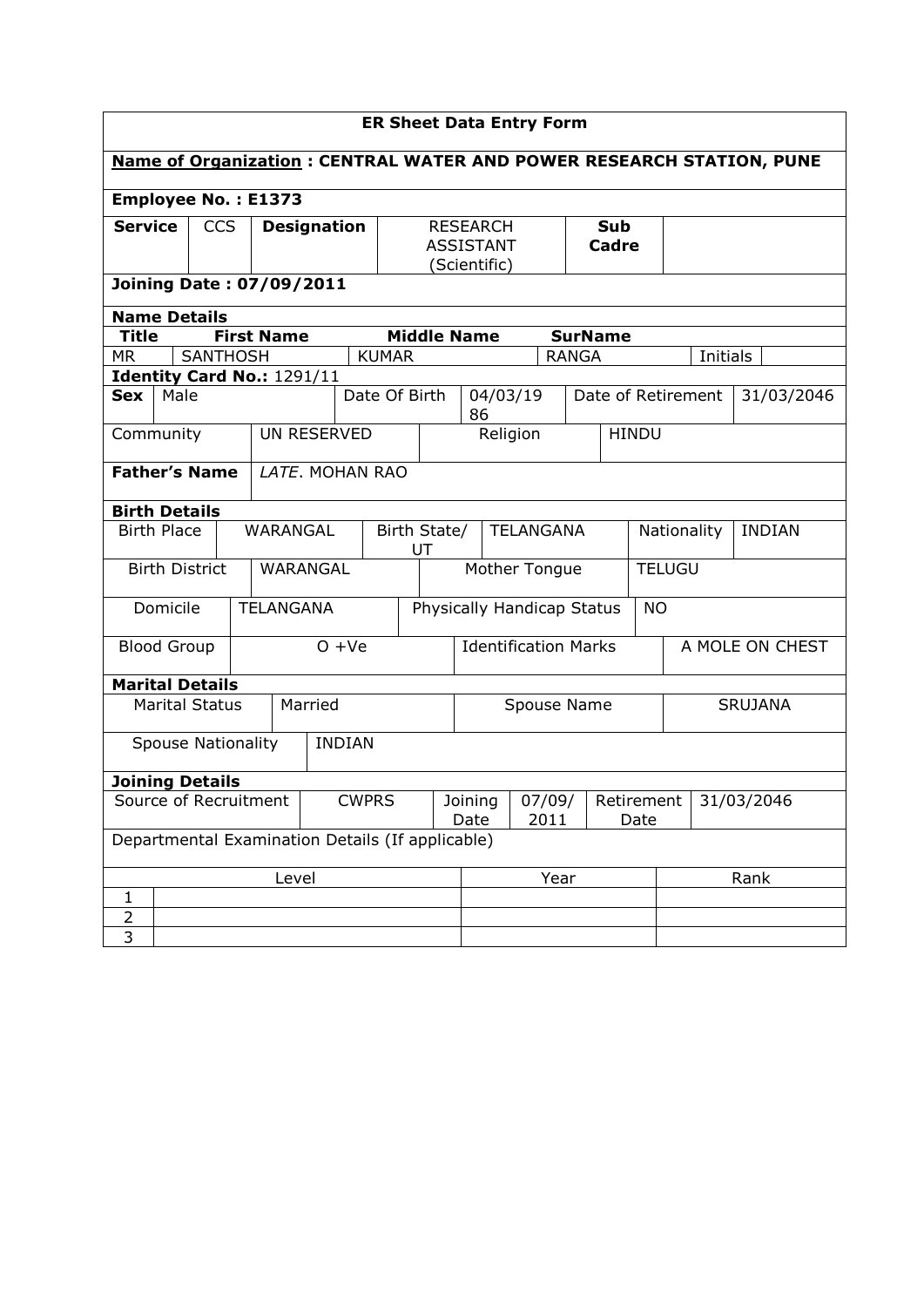# ER Sheet Data Entry Form

**Name of Organization : CENTRAL WATER AND POWER RESEARCH STATION, PUNE**

**Employee No. : E1373**

| **Service** | CCS | **Designation** | RESEARCH ASSISTANT (Scientific) | **Sub Cadre** | |
|---|---|---|---|---|---|

**Joining Date : 07/09/2011**

**Name Details**

| **Title** | **First Name** | **Middle Name** | **SurName** | | |
|---|---|---|---|---|---|
| MR | SANTHOSH | KUMAR | RANGA | Initials | |

**Identity Card No.:** 1291/11

| **Sex** | Male | Date Of Birth | 04/03/1986 | Date of Retirement | 31/03/2046 |
|---|---|---|---|---|---|
| Community | UN RESERVED | Religion | HINDU | | |

| **Father's Name** | *LATE*. MOHAN RAO |
|---|---|

**Birth Details**

| Birth Place | WARANGAL | Birth State/ UT | TELANGANA | Nationality | INDIAN |
|---|---|---|---|---|---|
| Birth District | WARANGAL | Mother Tongue | TELUGU | | |
| Domicile | TELANGANA | Physically Handicap Status | NO | | |
| Blood Group | O +Ve | Identification Marks | A MOLE ON CHEST | | |

**Marital Details**

| Marital Status | Married | Spouse Name | SRUJANA |
|---|---|---|---|
| Spouse Nationality | INDIAN | | |

**Joining Details**

| Source of Recruitment | CWPRS | Joining Date | 07/09/2011 | Retirement Date | 31/03/2046 |
|---|---|---|---|---|---|

Departmental Examination Details (If applicable)

| | Level | Year | Rank |
|---|---|---|---|
| 1 | | | |
| 2 | | | |
| 3 | | | |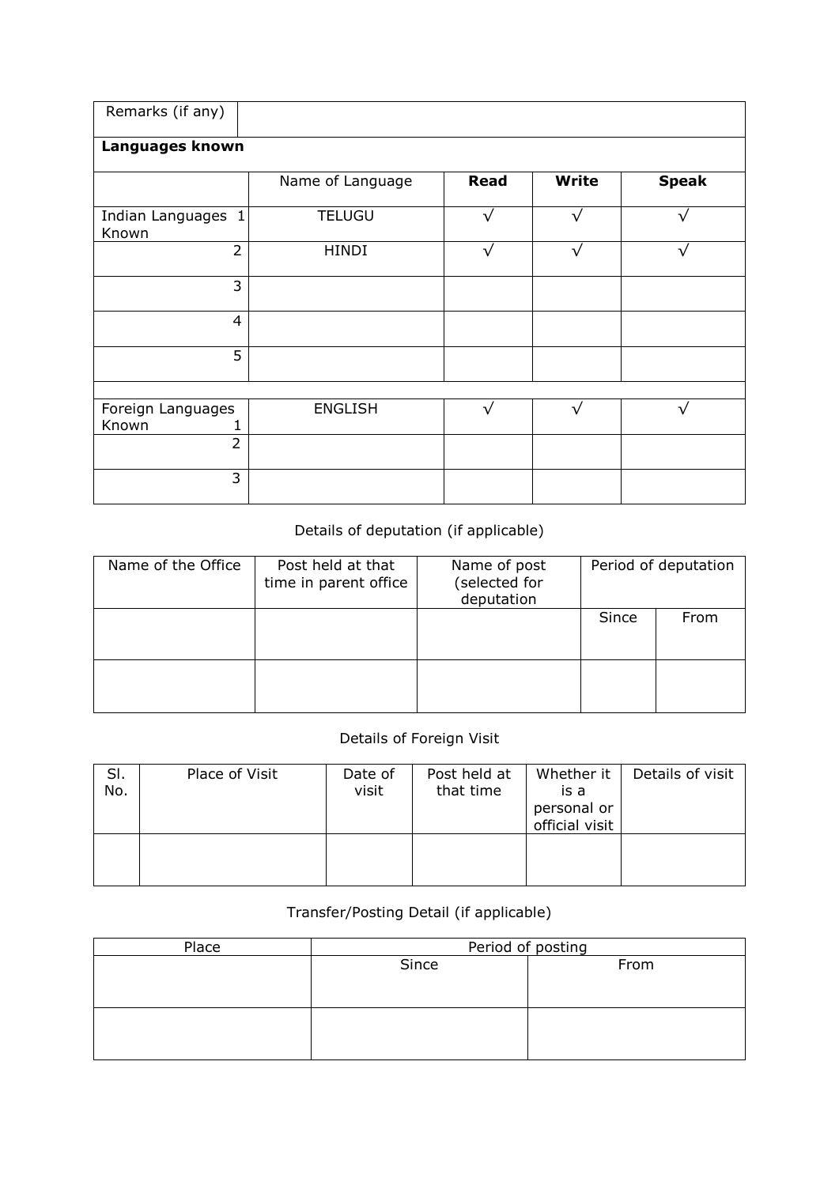| Remarks (if any) | | | | |
|---|---|---|---|---|
| **Languages known** | | | | |
| | Name of Language | **Read** | **Write** | **Speak** |
| Indian Languages Known 1 | TELUGU | √ | √ | √ |
| 2 | HINDI | √ | √ | √ |
| 3 | | | | |
| 4 | | | | |
| 5 | | | | |
| | | | | |
| Foreign Languages Known 1 | ENGLISH | √ | √ | √ |
| 2 | | | | |
| 3 | | | | |

Details of deputation (if applicable)

| Name of the Office | Post held at that time in parent office | Name of post (selected for deputation | Period of deputation | |
|---|---|---|---|---|
| | | | Since | From |
| | | | | |

Details of Foreign Visit

| Sl. No. | Place of Visit | Date of visit | Post held at that time | Whether it is a personal or official visit | Details of visit |
|---|---|---|---|---|---|
| | | | | | |

Transfer/Posting Detail (if applicable)

| Place | Period of posting | |
|---|---|---|
| | Since | From |
| | | |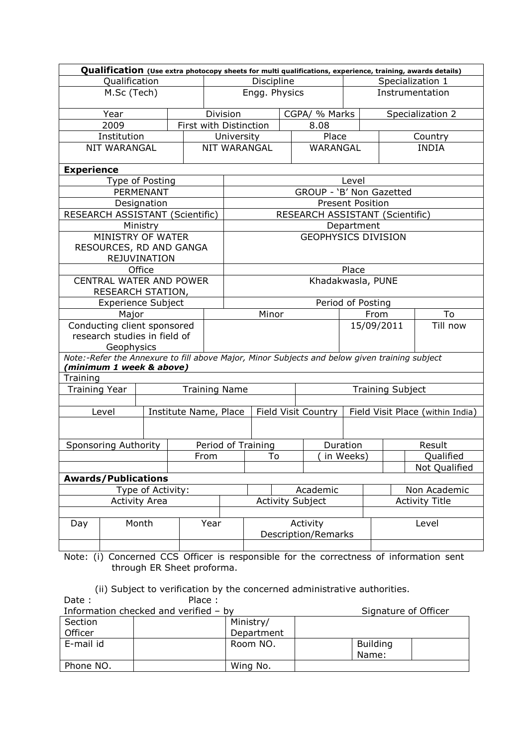**Qualification** (Use extra photocopy sheets for multi qualifications, experience, training, awards details)

| Qualification | Discipline | Specialization 1 |
|---|---|---|
| M.Sc (Tech) | Engg. Physics | Instrumentation |

| Year | Division | CGPA/ % Marks | Specialization 2 |
|---|---|---|---|
| 2009 | First with Distinction | 8.08 | |

| Institution | University | Place | Country |
|---|---|---|---|
| NIT WARANGAL | NIT WARANGAL | WARANGAL | INDIA |

**Experience**

| Type of Posting | Level |
|---|---|
| PERMENANT | GROUP - 'B' Non Gazetted |
| Designation | Present Position |
| RESEARCH ASSISTANT (Scientific) | RESEARCH ASSISTANT (Scientific) |
| Ministry | Department |
| MINISTRY OF WATER RESOURCES, RD AND GANGA REJUVINATION | GEOPHYSICS DIVISION |
| Office | Place |
| CENTRAL WATER AND POWER RESEARCH STATION, | Khadakwasla, PUNE |

| Experience Subject | | Period of Posting | |
|---|---|---|---|
| Major | Minor | From | To |
| Conducting client sponsored research studies in field of Geophysics | | 15/09/2011 | Till now |

*Note:-Refer the Annexure to fill above Major, Minor Subjects and below given training subject* ***(minimum 1 week & above)***

Training

| Training Year | Training Name | Training Subject |
|---|---|---|
| | | |

| Level | Institute Name, Place | Field Visit Country | Field Visit Place (within India) |
|---|---|---|---|
| | | | |

| Sponsoring Authority | Period of Training | | Duration | Result | |
|---|---|---|---|---|---|
| | From | To | ( in Weeks) | | Qualified |
| | | | | | Not Qualified |

**Awards/Publications**

| Type of Activity: | | Academic | | Non Academic |
|---|---|---|---|---|

| Activity Area | Activity Subject | Activity Title |
|---|---|---|
| | | |

| Day | Month | Year | Activity Description/Remarks | Level |
|---|---|---|---|---|
| | | | | |

Note: (i) Concerned CCS Officer is responsible for the correctness of information sent through ER Sheet proforma.

(ii) Subject to verification by the concerned administrative authorities.

Date : Place :

Information checked and verified – by Signature of Officer

| | | | | | |
|---|---|---|---|---|---|
| Section Officer | | Ministry/ Department | | | |
| E-mail id | | Room NO. | | Building Name: | |
| Phone NO. | | Wing No. | | | |